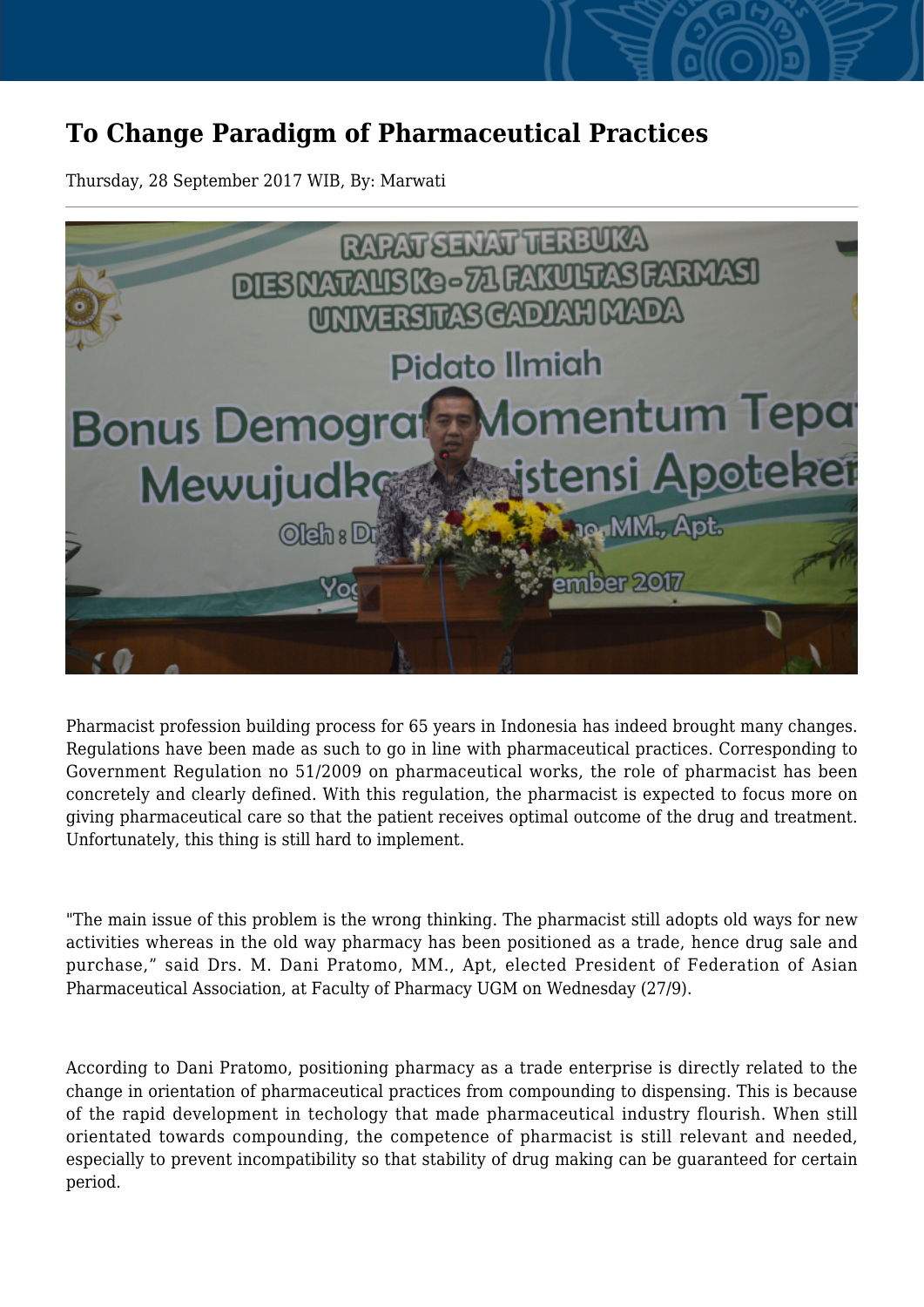# To Change Paradigm of Pharmaceutical Practices

Thursday, 28 September 2017 WIB, By: Marwati

Pharmacist profession building process for 65 years in Indonesia has indeed brought many changes. Regulations have been made as such to go in line with pharmaceutical practices. Corresponding to Government Regulation no 51/2009 on pharmaceutical works, the role of pharmacist has been concretely and clearly defined. With this regulation, the pharmacist is expected to focus more on giving pharmaceutical care so that the patient receives optimal outcome of the drug and treatment. Unfortunately, this thing is still hard to implement.

"The main issue of this problem is the wrong thinking. The pharmacist still adopts old ways for new activities whereas in the old way pharmacy has been positioned as a trade, hence drug sale and purchase," said Drs. M. Dani Pratomo, MM., Apt, elected President of Federation of Asian Pharmaceutical Association, at Faculty of Pharmacy UGM on Wednesday (27/9).

According to Dani Pratomo, positioning pharmacy as a trade enterprise is directly related to the change in orientation of pharmaceutical practices from compounding to dispensing. This is because of the rapid development in techology that made pharmaceutical industry flourish. When still orientated towards compounding, the competence of pharmacist is still relevant and needed, especially to prevent incompatibility so that stability of drug making can be guaranteed for certain period.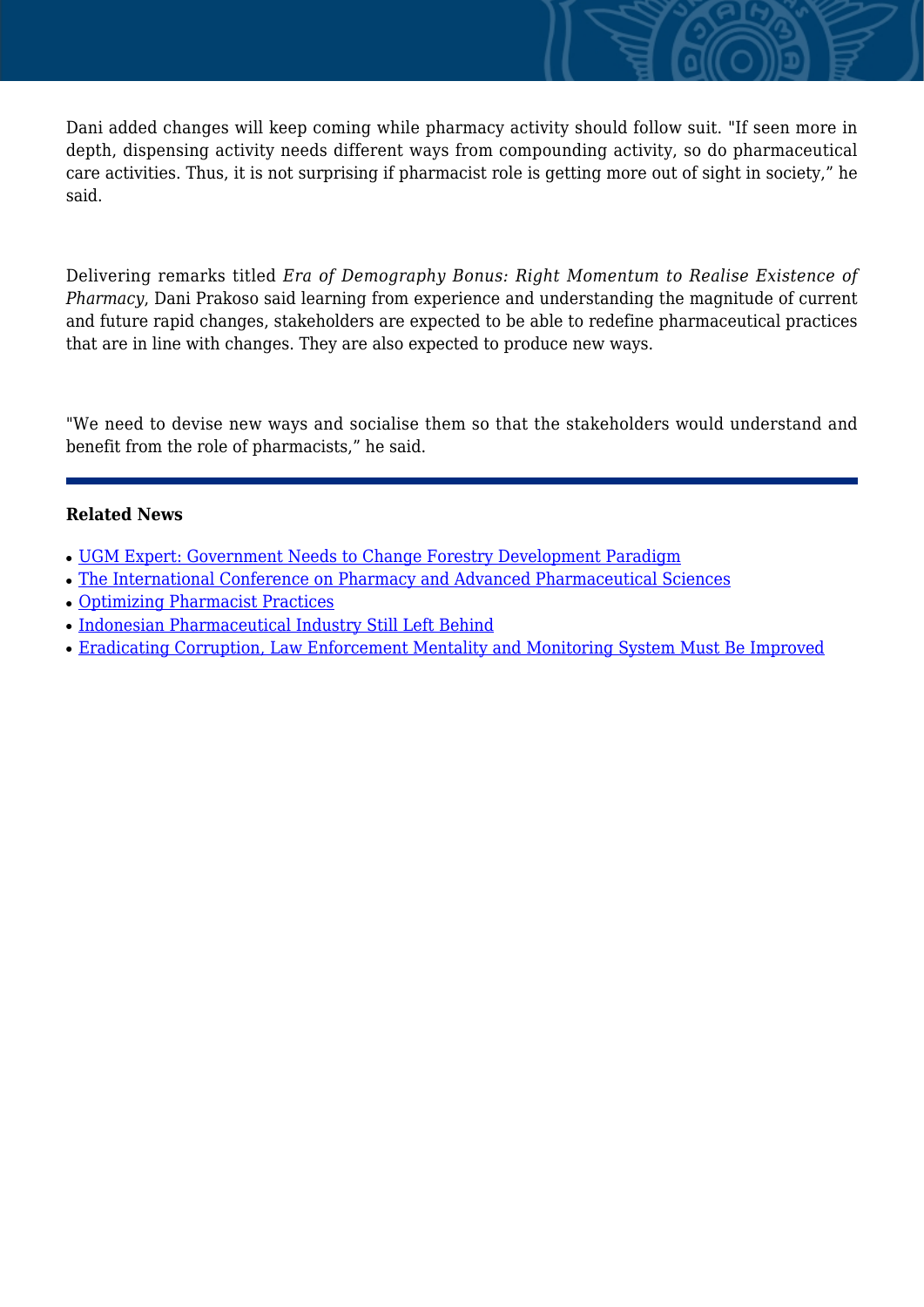Dani added changes will keep coming while pharmacy activity should follow suit. "If seen more in depth, dispensing activity needs different ways from compounding activity, so do pharmaceutical care activities. Thus, it is not surprising if pharmacist role is getting more out of sight in society," he said.

Delivering remarks titled *Era of Demography Bonus: Right Momentum to Realise Existence of Pharmacy*, Dani Prakoso said learning from experience and understanding the magnitude of current and future rapid changes, stakeholders are expected to be able to redefine pharmaceutical practices that are in line with changes. They are also expected to produce new ways.

"We need to devise new ways and socialise them so that the stakeholders would understand and benefit from the role of pharmacists," he said.

---

**Related News**

- UGM Expert: Government Needs to Change Forestry Development Paradigm
- The International Conference on Pharmacy and Advanced Pharmaceutical Sciences
- Optimizing Pharmacist Practices
- Indonesian Pharmaceutical Industry Still Left Behind
- Eradicating Corruption, Law Enforcement Mentality and Monitoring System Must Be Improved